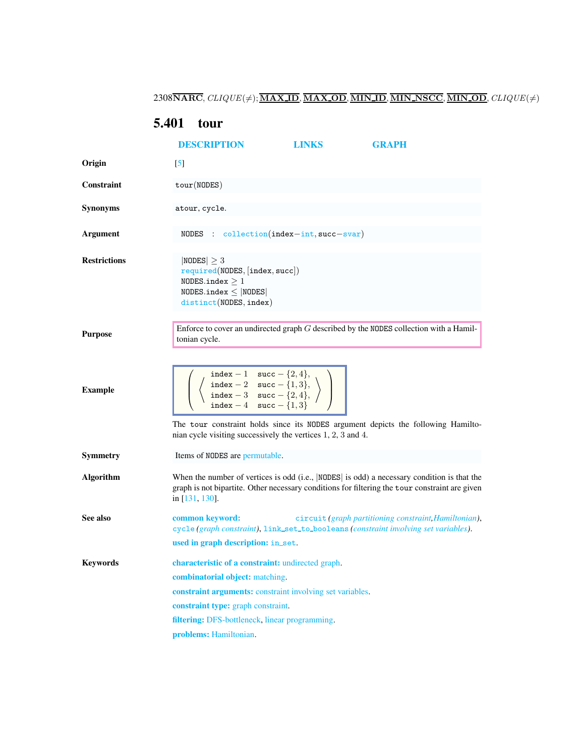## 5.401 tour

**DESCRIPTION** **LINKS** **GRAPH**

**Origin**

[5]

**Constraint**

tour(NODES)

**Synonyms**

atour, cycle.

**Argument**

NODES : collection(index−int, succ−svar)

**Restrictions**

|NODES| ≥ 3
required(NODES, [index, succ])
NODES.index ≥ 1
NODES.index ≤ |NODES|
distinct(NODES, index)

**Purpose**

Enforce to cover an undirected graph $G$ described by the NODES collection with a Hamiltonian cycle.

**Example**

$$\left(\left\langle \begin{array}{ll} \texttt{index}-1 & \texttt{succ}-\{2,4\}, \\ \texttt{index}-2 & \texttt{succ}-\{1,3\}, \\ \texttt{index}-3 & \texttt{succ}-\{2,4\}, \\ \texttt{index}-4 & \texttt{succ}-\{1,3\} \end{array} \right\rangle\right)$$

The tour constraint holds since its NODES argument depicts the following Hamiltonian cycle visiting successively the vertices 1, 2, 3 and 4.

**Symmetry**

Items of NODES are permutable.

**Algorithm**

When the number of vertices is odd (i.e., |NODES| is odd) a necessary condition is that the graph is not bipartite. Other necessary conditions for filtering the tour constraint are given in [131, 130].

**See also**

**common keyword:** circuit (*graph partitioning constraint*, *Hamiltonian*), cycle (*graph constraint*), link_set_to_booleans (*constraint involving set variables*).

**used in graph description:** in_set.

**Keywords**

**characteristic of a constraint:** undirected graph.

**combinatorial object:** matching.

**constraint arguments:** constraint involving set variables.

**constraint type:** graph constraint.

**filtering:** DFS-bottleneck, linear programming.

**problems:** Hamiltonian.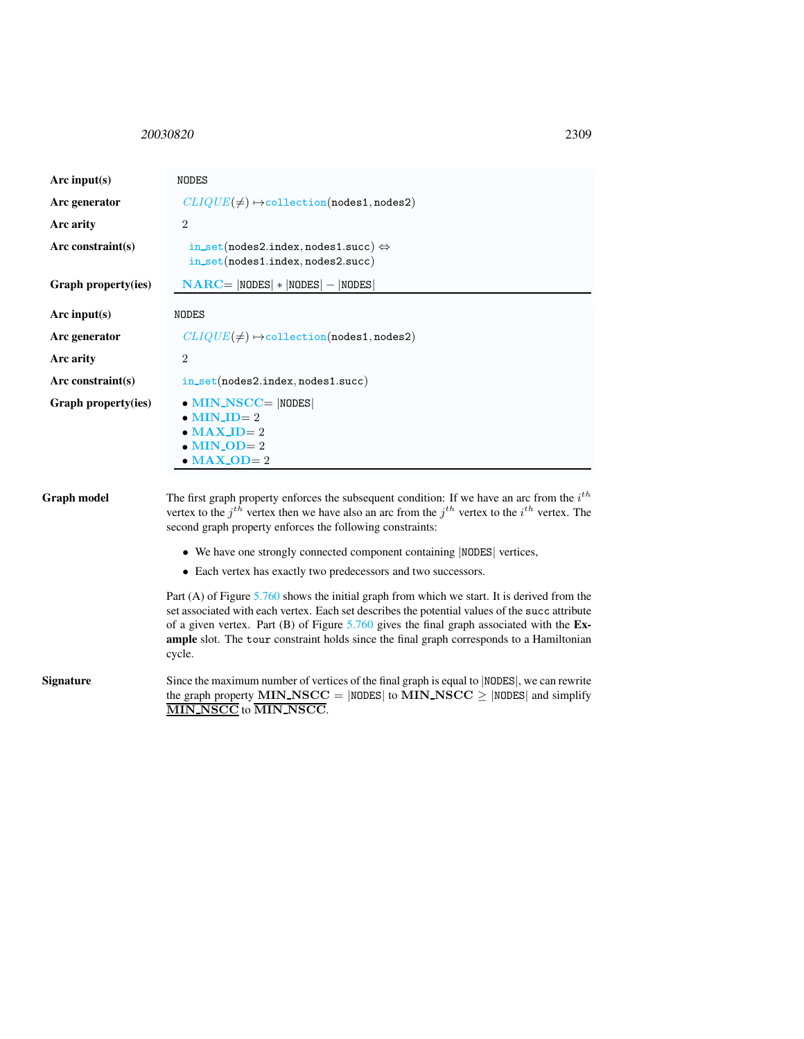| | |
|---|---|
| **Arc input(s)** | NODES |
| **Arc generator** | *CLIQUE*($\neq$) $\mapsto$collection(nodes1, nodes2) |
| **Arc arity** | 2 |
| **Arc constraint(s)** | in_set(nodes2.index, nodes1.succ) $\Leftrightarrow$ in_set(nodes1.index, nodes2.succ) |
| **Graph property(ies)** | **NARC**= \|NODES\| $*$ \|NODES\| $-$ \|NODES\| |

| | |
|---|---|
| **Arc input(s)** | NODES |
| **Arc generator** | *CLIQUE*($\neq$) $\mapsto$collection(nodes1, nodes2) |
| **Arc arity** | 2 |
| **Arc constraint(s)** | in_set(nodes2.index, nodes1.succ) |
| **Graph property(ies)** | • **MIN_NSCC**= \|NODES\| <br> • **MIN_ID**= 2 <br> • **MAX_ID**= 2 <br> • **MIN_OD**= 2 <br> • **MAX_OD**= 2 |

**Graph model**

The first graph property enforces the subsequent condition: If we have an arc from the $i^{th}$ vertex to the $j^{th}$ vertex then we have also an arc from the $j^{th}$ vertex to the $i^{th}$ vertex. The second graph property enforces the following constraints:

- We have one strongly connected component containing |NODES| vertices,
- Each vertex has exactly two predecessors and two successors.

Part (A) of Figure 5.760 shows the initial graph from which we start. It is derived from the set associated with each vertex. Each set describes the potential values of the succ attribute of a given vertex. Part (B) of Figure 5.760 gives the final graph associated with the **Example** slot. The tour constraint holds since the final graph corresponds to a Hamiltonian cycle.

**Signature**

Since the maximum number of vertices of the final graph is equal to |NODES|, we can rewrite the graph property **MIN_NSCC** = |NODES| to **MIN_NSCC** $\geq$ |NODES| and simplify $\underline{\overline{\textbf{MIN\_NSCC}}}$ to $\overline{\textbf{MIN\_NSCC}}$.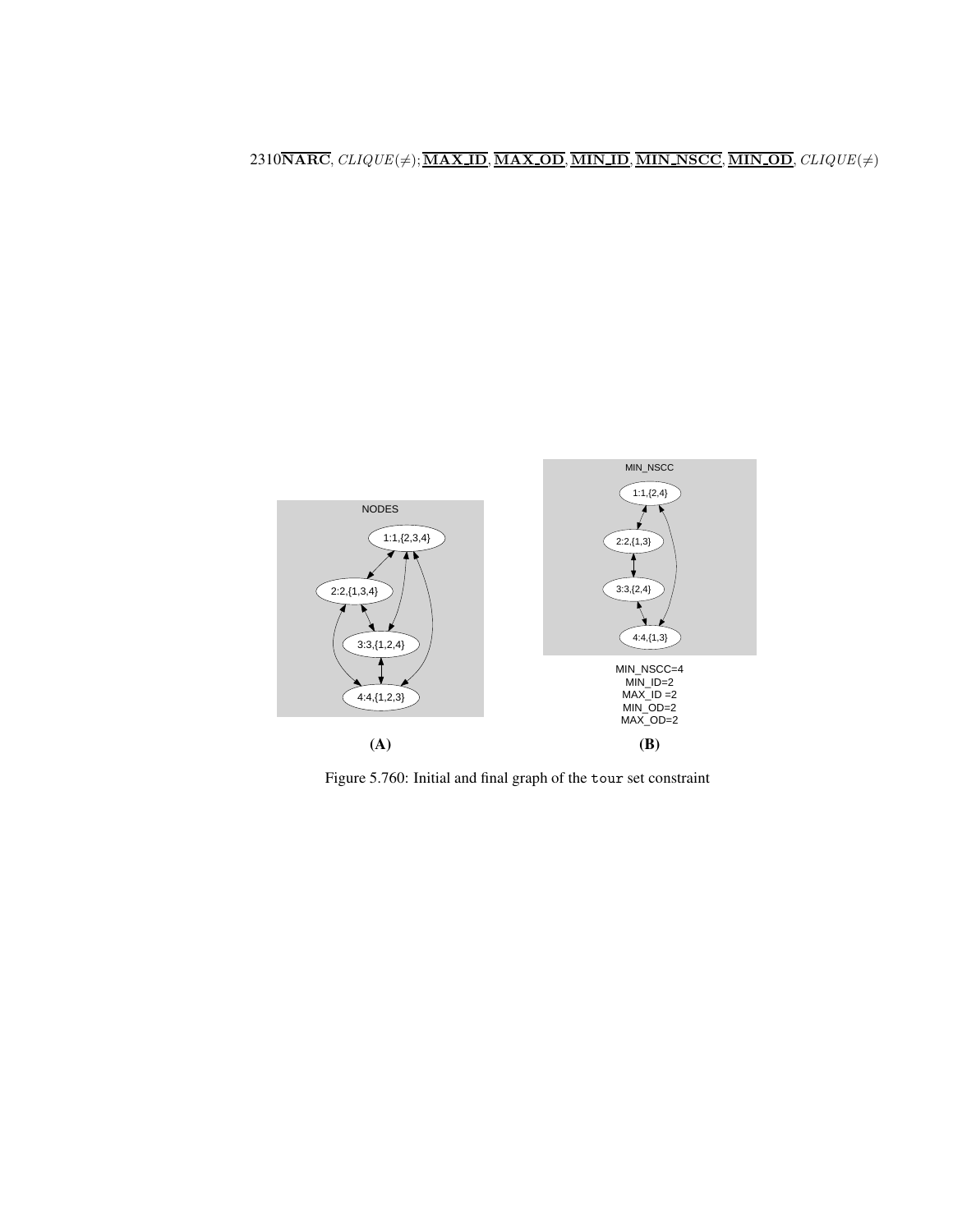Figure 5.760: Initial and final graph of the `tour` set constraint